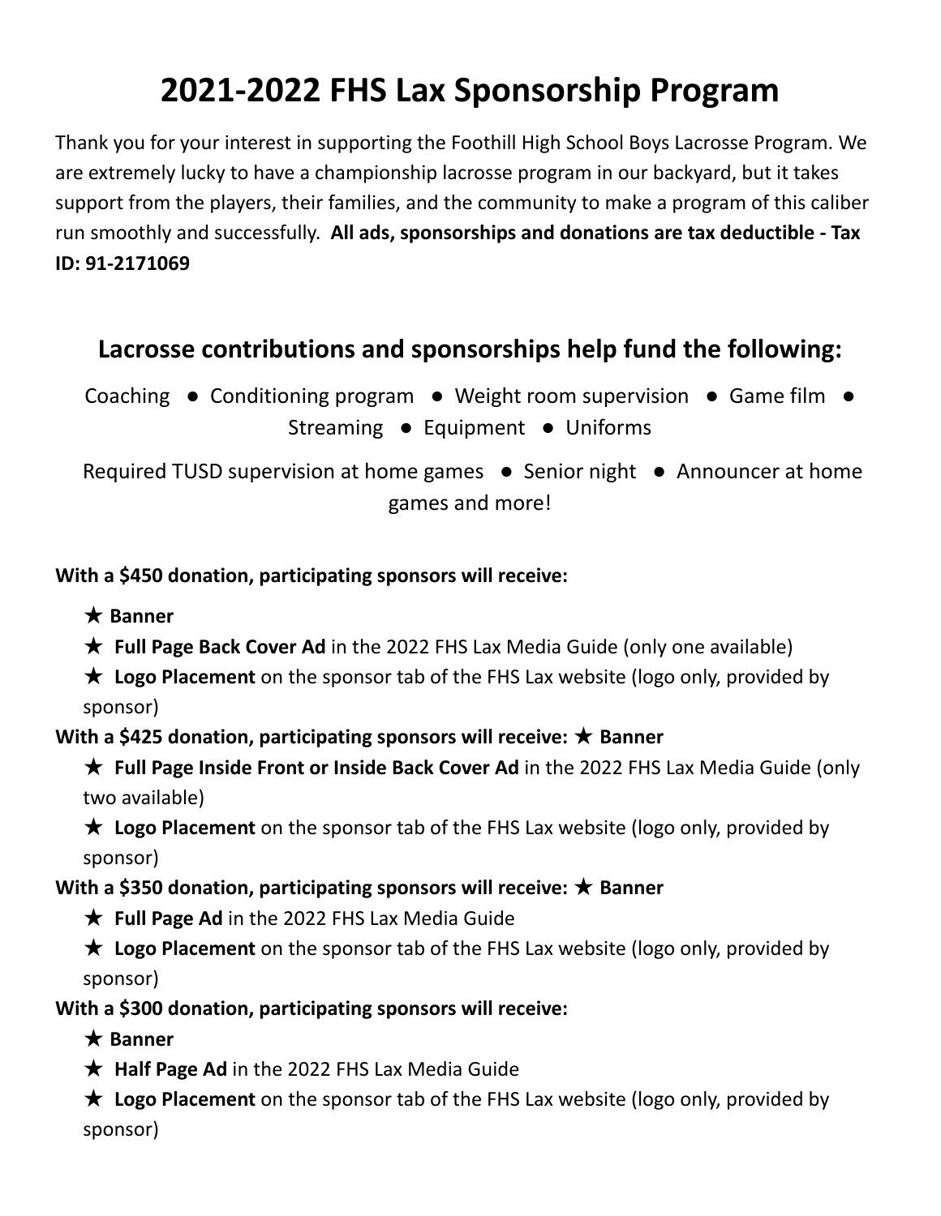# 2021-2022 FHS Lax Sponsorship Program

Thank you for your interest in supporting the Foothill High School Boys Lacrosse Program. We are extremely lucky to have a championship lacrosse program in our backyard, but it takes support from the players, their families, and the community to make a program of this caliber run smoothly and successfully. **All ads, sponsorships and donations are tax deductible - Tax ID: 91-2171069**

## Lacrosse contributions and sponsorships help fund the following:

Coaching ● Conditioning program ● Weight room supervision ● Game film ● Streaming ● Equipment ● Uniforms

Required TUSD supervision at home games ● Senior night ● Announcer at home games and more!

**With a $450 donation, participating sponsors will receive:**

★ **Banner**

★ **Full Page Back Cover Ad** in the 2022 FHS Lax Media Guide (only one available)

★ **Logo Placement** on the sponsor tab of the FHS Lax website (logo only, provided by sponsor)

**With a $425 donation, participating sponsors will receive:** ★ **Banner**

★ **Full Page Inside Front or Inside Back Cover Ad** in the 2022 FHS Lax Media Guide (only two available)

★ **Logo Placement** on the sponsor tab of the FHS Lax website (logo only, provided by sponsor)

**With a $350 donation, participating sponsors will receive:** ★ **Banner**

★ **Full Page Ad** in the 2022 FHS Lax Media Guide

★ **Logo Placement** on the sponsor tab of the FHS Lax website (logo only, provided by sponsor)

**With a $300 donation, participating sponsors will receive:**

★ **Banner**

★ **Half Page Ad** in the 2022 FHS Lax Media Guide

★ **Logo Placement** on the sponsor tab of the FHS Lax website (logo only, provided by sponsor)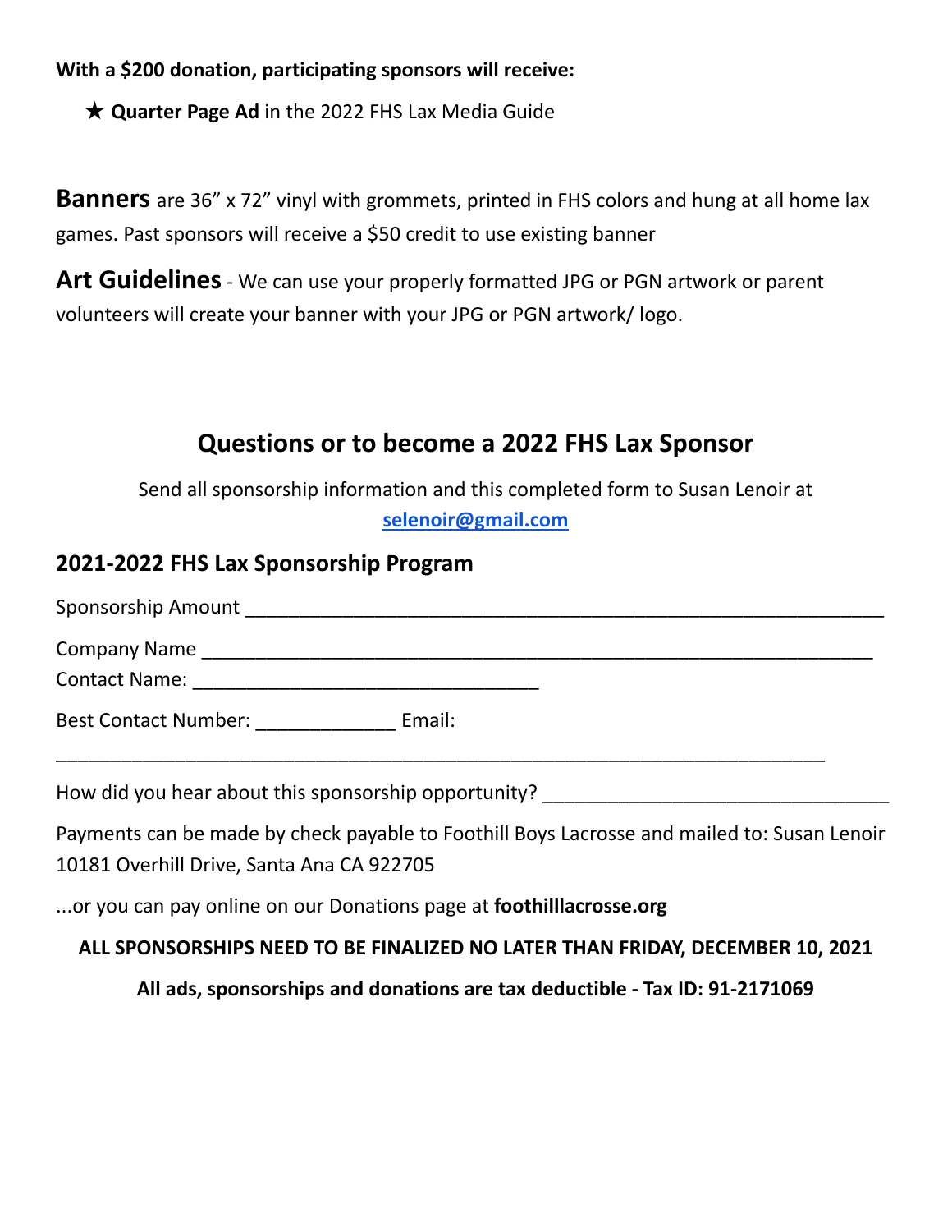**With a $200 donation, participating sponsors will receive:**

- ★ **Quarter Page Ad** in the 2022 FHS Lax Media Guide

**Banners** are 36” x 72” vinyl with grommets, printed in FHS colors and hung at all home lax games. Past sponsors will receive a $50 credit to use existing banner

**Art Guidelines** - We can use your properly formatted JPG or PGN artwork or parent volunteers will create your banner with your JPG or PGN artwork/ logo.

## Questions or to become a 2022 FHS Lax Sponsor

Send all sponsorship information and this completed form to Susan Lenoir at **selenoir@gmail.com**

### 2021-2022 FHS Lax Sponsorship Program

Sponsorship Amount ___________________________________________________________

Company Name _______________________________________________________________

Contact Name: _________________________________

Best Contact Number: _____________ Email:

________________________________________________________________________

How did you hear about this sponsorship opportunity? ________________________________

Payments can be made by check payable to Foothill Boys Lacrosse and mailed to: Susan Lenoir 10181 Overhill Drive, Santa Ana CA 922705

...or you can pay online on our Donations page at **foothilllacrosse.org**

**ALL SPONSORSHIPS NEED TO BE FINALIZED NO LATER THAN FRIDAY, DECEMBER 10, 2021**

**All ads, sponsorships and donations are tax deductible - Tax ID: 91-2171069**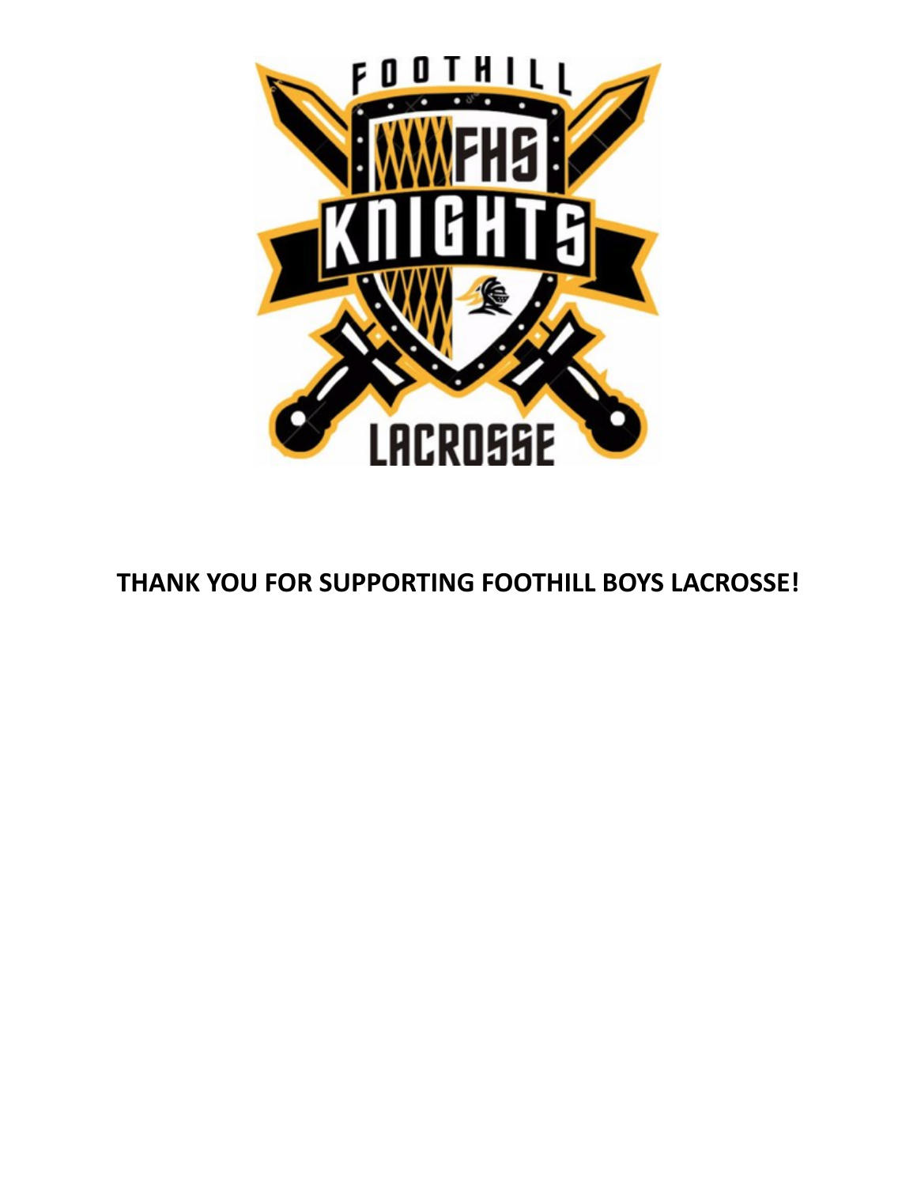**THANK YOU FOR SUPPORTING FOOTHILL BOYS LACROSSE!**